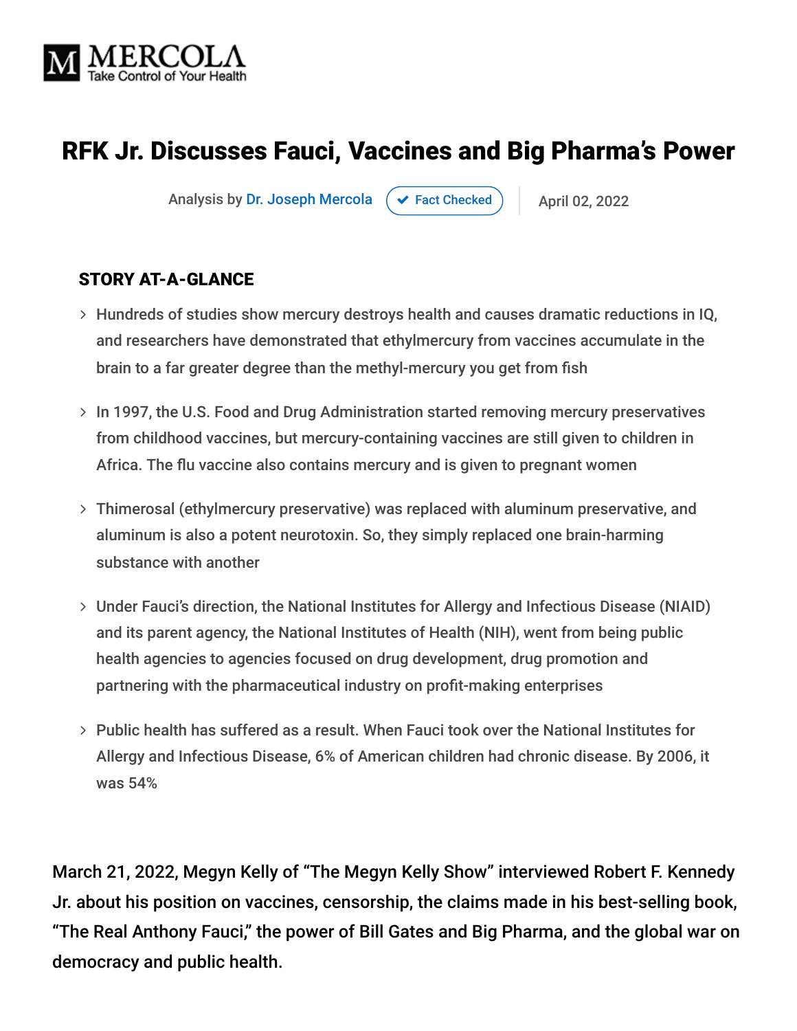MERCOLA
Take Control of Your Health

# RFK Jr. Discusses Fauci, Vaccines and Big Pharma's Power

Analysis by Dr. Joseph Mercola | Fact Checked | April 02, 2022

## STORY AT-A-GLANCE

- Hundreds of studies show mercury destroys health and causes dramatic reductions in IQ, and researchers have demonstrated that ethylmercury from vaccines accumulate in the brain to a far greater degree than the methyl-mercury you get from fish
- In 1997, the U.S. Food and Drug Administration started removing mercury preservatives from childhood vaccines, but mercury-containing vaccines are still given to children in Africa. The flu vaccine also contains mercury and is given to pregnant women
- Thimerosal (ethylmercury preservative) was replaced with aluminum preservative, and aluminum is also a potent neurotoxin. So, they simply replaced one brain-harming substance with another
- Under Fauci's direction, the National Institutes for Allergy and Infectious Disease (NIAID) and its parent agency, the National Institutes of Health (NIH), went from being public health agencies to agencies focused on drug development, drug promotion and partnering with the pharmaceutical industry on profit-making enterprises
- Public health has suffered as a result. When Fauci took over the National Institutes for Allergy and Infectious Disease, 6% of American children had chronic disease. By 2006, it was 54%

March 21, 2022, Megyn Kelly of "The Megyn Kelly Show" interviewed Robert F. Kennedy Jr. about his position on vaccines, censorship, the claims made in his best-selling book, "The Real Anthony Fauci," the power of Bill Gates and Big Pharma, and the global war on democracy and public health.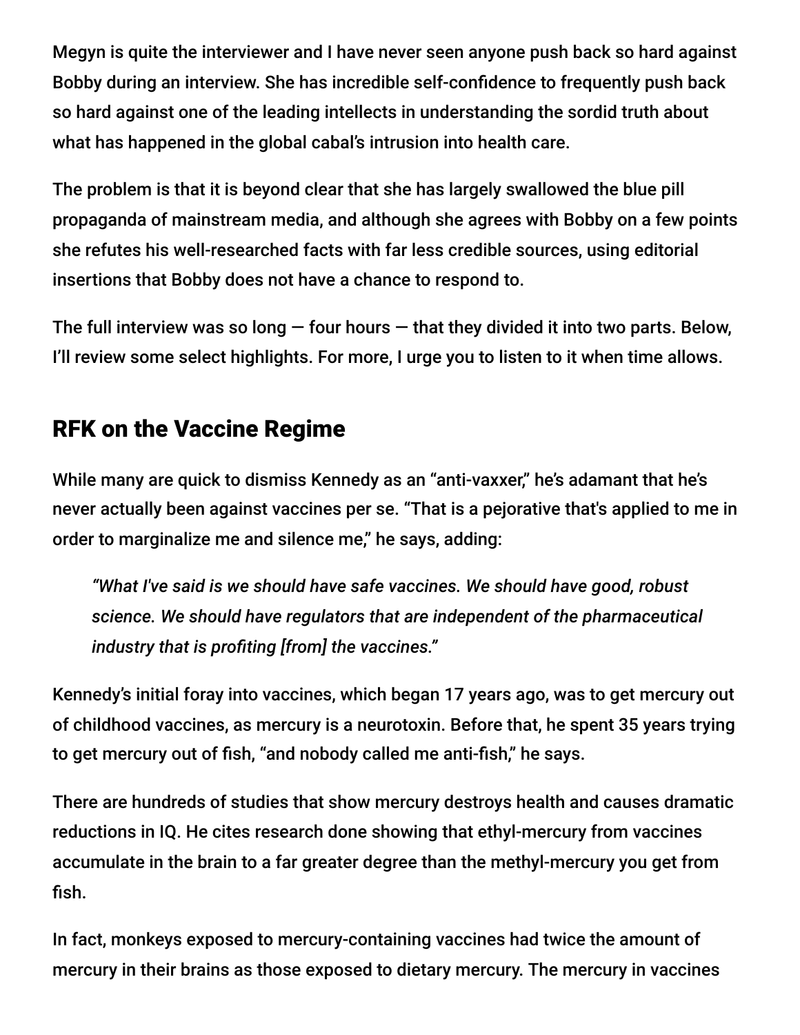Megyn is quite the interviewer and I have never seen anyone push back so hard against Bobby during an interview. She has incredible self-confidence to frequently push back so hard against one of the leading intellects in understanding the sordid truth about what has happened in the global cabal's intrusion into health care.

The problem is that it is beyond clear that she has largely swallowed the blue pill propaganda of mainstream media, and although she agrees with Bobby on a few points she refutes his well-researched facts with far less credible sources, using editorial insertions that Bobby does not have a chance to respond to.

The full interview was so long — four hours — that they divided it into two parts. Below, I'll review some select highlights. For more, I urge you to listen to it when time allows.

## RFK on the Vaccine Regime

While many are quick to dismiss Kennedy as an "anti-vaxxer," he's adamant that he's never actually been against vaccines per se. "That is a pejorative that's applied to me in order to marginalize me and silence me," he says, adding:

> *"What I've said is we should have safe vaccines. We should have good, robust science. We should have regulators that are independent of the pharmaceutical industry that is profiting [from] the vaccines."*

Kennedy's initial foray into vaccines, which began 17 years ago, was to get mercury out of childhood vaccines, as mercury is a neurotoxin. Before that, he spent 35 years trying to get mercury out of fish, "and nobody called me anti-fish," he says.

There are hundreds of studies that show mercury destroys health and causes dramatic reductions in IQ. He cites research done showing that ethyl-mercury from vaccines accumulate in the brain to a far greater degree than the methyl-mercury you get from fish.

In fact, monkeys exposed to mercury-containing vaccines had twice the amount of mercury in their brains as those exposed to dietary mercury. The mercury in vaccines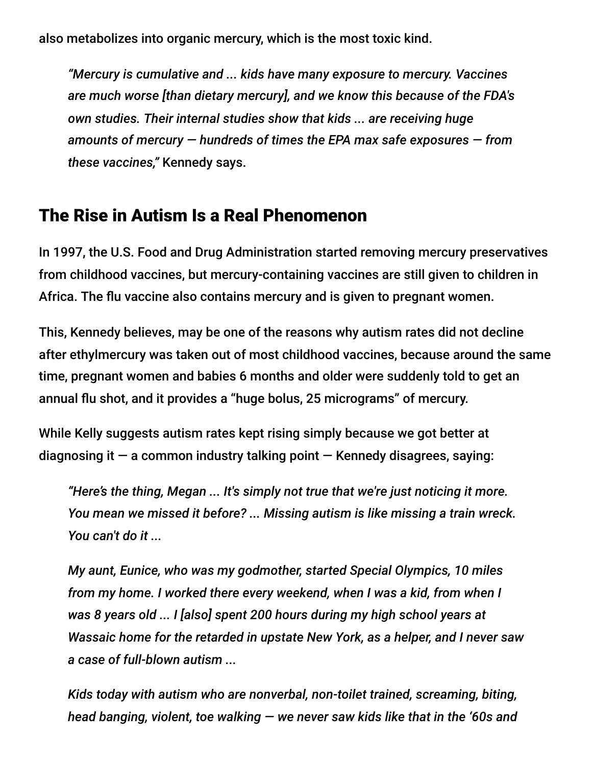also metabolizes into organic mercury, which is the most toxic kind.

> *"Mercury is cumulative and ... kids have many exposure to mercury. Vaccines are much worse [than dietary mercury], and we know this because of the FDA's own studies. Their internal studies show that kids ... are receiving huge amounts of mercury — hundreds of times the EPA max safe exposures — from these vaccines,"* Kennedy says.

## The Rise in Autism Is a Real Phenomenon

In 1997, the U.S. Food and Drug Administration started removing mercury preservatives from childhood vaccines, but mercury-containing vaccines are still given to children in Africa. The flu vaccine also contains mercury and is given to pregnant women.

This, Kennedy believes, may be one of the reasons why autism rates did not decline after ethylmercury was taken out of most childhood vaccines, because around the same time, pregnant women and babies 6 months and older were suddenly told to get an annual flu shot, and it provides a "huge bolus, 25 micrograms" of mercury.

While Kelly suggests autism rates kept rising simply because we got better at diagnosing it — a common industry talking point — Kennedy disagrees, saying:

> *"Here's the thing, Megan ... It's simply not true that we're just noticing it more. You mean we missed it before? ... Missing autism is like missing a train wreck. You can't do it ...*
>
> *My aunt, Eunice, who was my godmother, started Special Olympics, 10 miles from my home. I worked there every weekend, when I was a kid, from when I was 8 years old ... I [also] spent 200 hours during my high school years at Wassaic home for the retarded in upstate New York, as a helper, and I never saw a case of full-blown autism ...*
>
> *Kids today with autism who are nonverbal, non-toilet trained, screaming, biting, head banging, violent, toe walking — we never saw kids like that in the '60s and*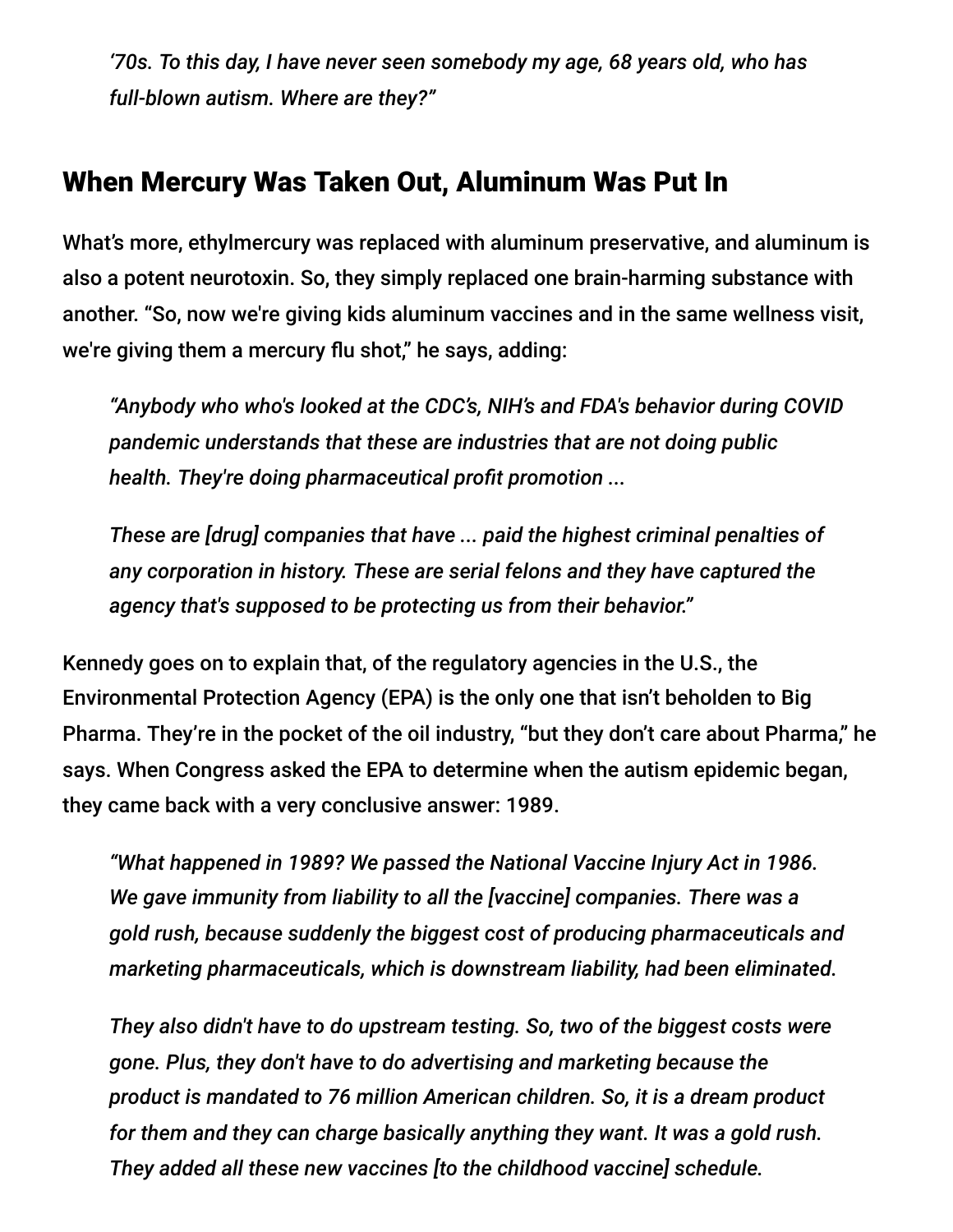*'70s. To this day, I have never seen somebody my age, 68 years old, who has full-blown autism. Where are they?"*

## When Mercury Was Taken Out, Aluminum Was Put In

What's more, ethylmercury was replaced with aluminum preservative, and aluminum is also a potent neurotoxin. So, they simply replaced one brain-harming substance with another. "So, now we're giving kids aluminum vaccines and in the same wellness visit, we're giving them a mercury flu shot," he says, adding:

> *"Anybody who who's looked at the CDC's, NIH's and FDA's behavior during COVID pandemic understands that these are industries that are not doing public health. They're doing pharmaceutical profit promotion ...*
>
> *These are [drug] companies that have ... paid the highest criminal penalties of any corporation in history. These are serial felons and they have captured the agency that's supposed to be protecting us from their behavior."*

Kennedy goes on to explain that, of the regulatory agencies in the U.S., the Environmental Protection Agency (EPA) is the only one that isn't beholden to Big Pharma. They're in the pocket of the oil industry, "but they don't care about Pharma," he says. When Congress asked the EPA to determine when the autism epidemic began, they came back with a very conclusive answer: 1989.

> *"What happened in 1989? We passed the National Vaccine Injury Act in 1986. We gave immunity from liability to all the [vaccine] companies. There was a gold rush, because suddenly the biggest cost of producing pharmaceuticals and marketing pharmaceuticals, which is downstream liability, had been eliminated.*
>
> *They also didn't have to do upstream testing. So, two of the biggest costs were gone. Plus, they don't have to do advertising and marketing because the product is mandated to 76 million American children. So, it is a dream product for them and they can charge basically anything they want. It was a gold rush. They added all these new vaccines [to the childhood vaccine] schedule.*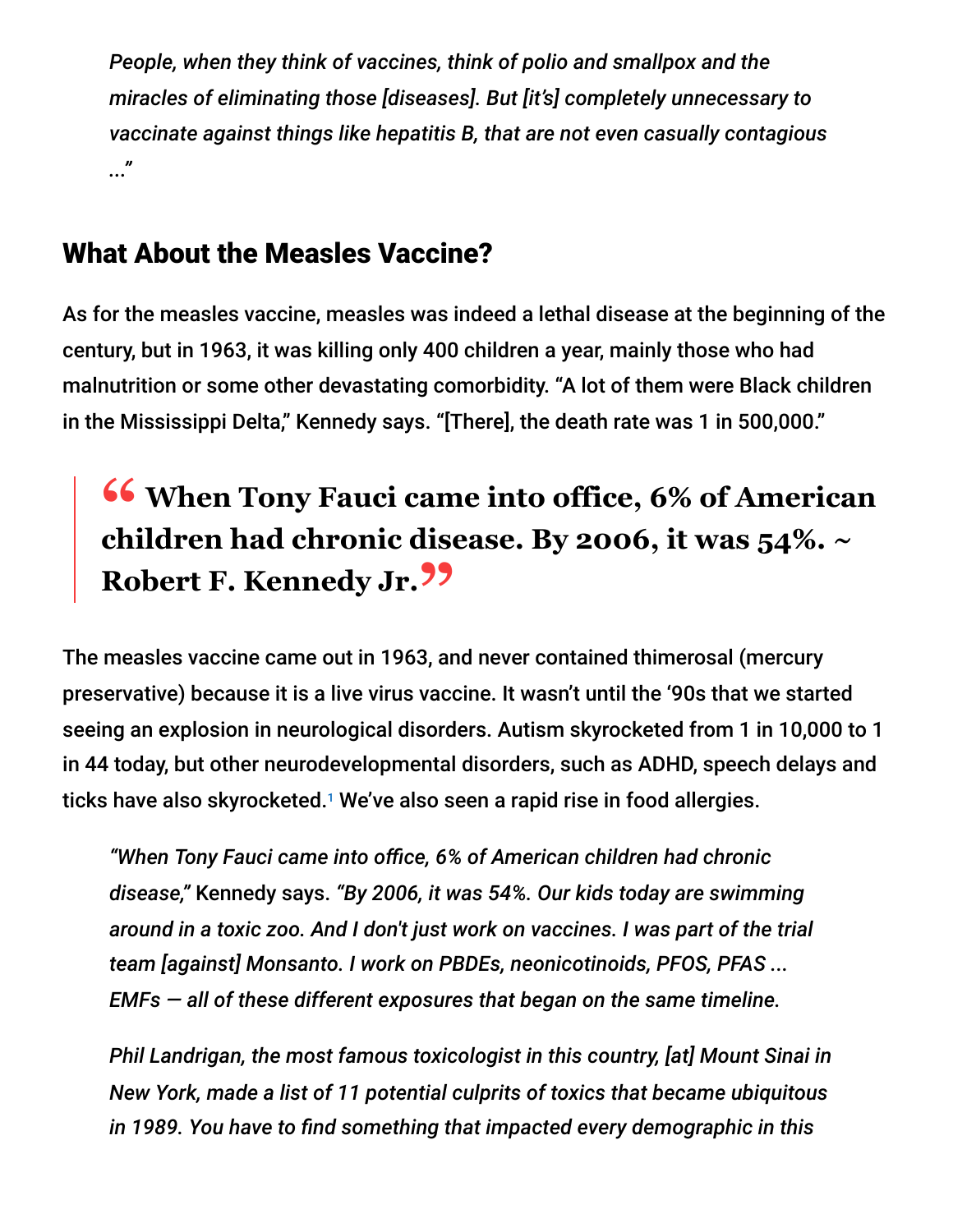*People, when they think of vaccines, think of polio and smallpox and the miracles of eliminating those [diseases]. But [it's] completely unnecessary to vaccinate against things like hepatitis B, that are not even casually contagious ..."*

## What About the Measles Vaccine?

As for the measles vaccine, measles was indeed a lethal disease at the beginning of the century, but in 1963, it was killing only 400 children a year, mainly those who had malnutrition or some other devastating comorbidity. "A lot of them were Black children in the Mississippi Delta," Kennedy says. "[There], the death rate was 1 in 500,000."

> **"When Tony Fauci came into office, 6% of American children had chronic disease. By 2006, it was 54%. ~ Robert F. Kennedy Jr."**

The measles vaccine came out in 1963, and never contained thimerosal (mercury preservative) because it is a live virus vaccine. It wasn't until the '90s that we started seeing an explosion in neurological disorders. Autism skyrocketed from 1 in 10,000 to 1 in 44 today, but other neurodevelopmental disorders, such as ADHD, speech delays and ticks have also skyrocketed.[1] We've also seen a rapid rise in food allergies.

*"When Tony Fauci came into office, 6% of American children had chronic disease,"* Kennedy says. *"By 2006, it was 54%. Our kids today are swimming around in a toxic zoo. And I don't just work on vaccines. I was part of the trial team [against] Monsanto. I work on PBDEs, neonicotinoids, PFOS, PFAS ... EMFs — all of these different exposures that began on the same timeline.*

*Phil Landrigan, the most famous toxicologist in this country, [at] Mount Sinai in New York, made a list of 11 potential culprits of toxics that became ubiquitous in 1989. You have to find something that impacted every demographic in this*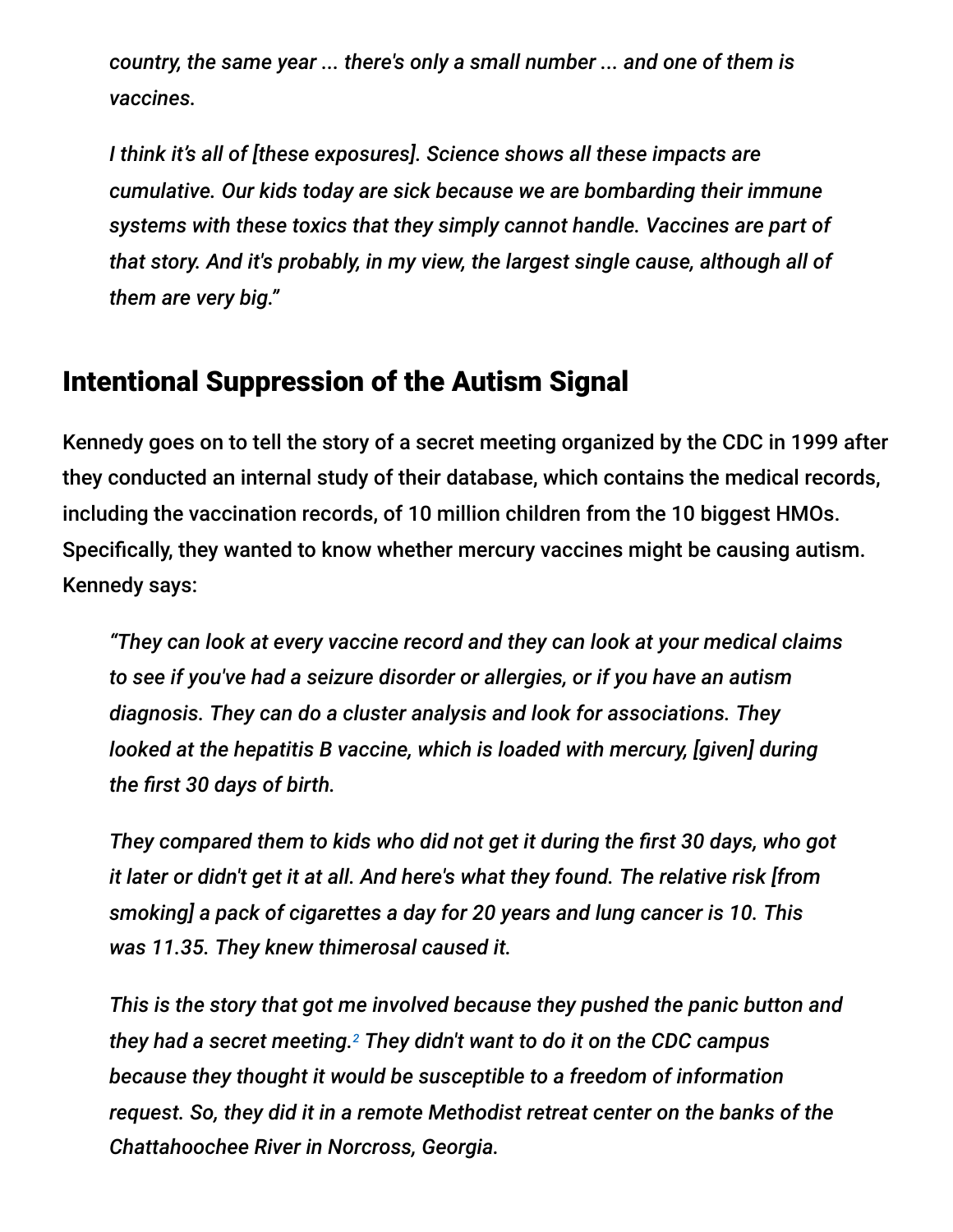*country, the same year ... there's only a small number ... and one of them is vaccines.*

*I think it's all of [these exposures]. Science shows all these impacts are cumulative. Our kids today are sick because we are bombarding their immune systems with these toxics that they simply cannot handle. Vaccines are part of that story. And it's probably, in my view, the largest single cause, although all of them are very big."*

## Intentional Suppression of the Autism Signal

Kennedy goes on to tell the story of a secret meeting organized by the CDC in 1999 after they conducted an internal study of their database, which contains the medical records, including the vaccination records, of 10 million children from the 10 biggest HMOs. Specifically, they wanted to know whether mercury vaccines might be causing autism. Kennedy says:

*"They can look at every vaccine record and they can look at your medical claims to see if you've had a seizure disorder or allergies, or if you have an autism diagnosis. They can do a cluster analysis and look for associations. They looked at the hepatitis B vaccine, which is loaded with mercury, [given] during the first 30 days of birth.*

*They compared them to kids who did not get it during the first 30 days, who got it later or didn't get it at all. And here's what they found. The relative risk [from smoking] a pack of cigarettes a day for 20 years and lung cancer is 10. This was 11.35. They knew thimerosal caused it.*

*This is the story that got me involved because they pushed the panic button and they had a secret meeting.[2] They didn't want to do it on the CDC campus because they thought it would be susceptible to a freedom of information request. So, they did it in a remote Methodist retreat center on the banks of the Chattahoochee River in Norcross, Georgia.*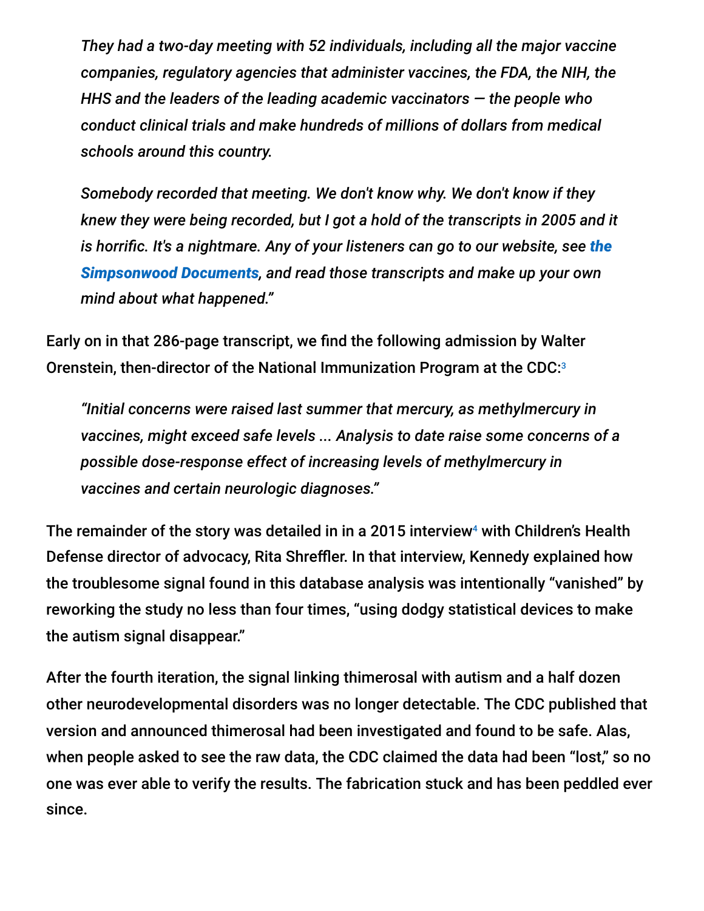> *They had a two-day meeting with 52 individuals, including all the major vaccine companies, regulatory agencies that administer vaccines, the FDA, the NIH, the HHS and the leaders of the leading academic vaccinators — the people who conduct clinical trials and make hundreds of millions of dollars from medical schools around this country.*
>
> *Somebody recorded that meeting. We don't know why. We don't know if they knew they were being recorded, but I got a hold of the transcripts in 2005 and it is horrific. It's a nightmare. Any of your listeners can go to our website, see **the Simpsonwood Documents**, and read those transcripts and make up your own mind about what happened."*

Early on in that 286-page transcript, we find the following admission by Walter Orenstein, then-director of the National Immunization Program at the CDC:[3]

> *"Initial concerns were raised last summer that mercury, as methylmercury in vaccines, might exceed safe levels ... Analysis to date raise some concerns of a possible dose-response effect of increasing levels of methylmercury in vaccines and certain neurologic diagnoses."*

The remainder of the story was detailed in in a 2015 interview[4] with Children's Health Defense director of advocacy, Rita Shreffler. In that interview, Kennedy explained how the troublesome signal found in this database analysis was intentionally "vanished" by reworking the study no less than four times, "using dodgy statistical devices to make the autism signal disappear."

After the fourth iteration, the signal linking thimerosal with autism and a half dozen other neurodevelopmental disorders was no longer detectable. The CDC published that version and announced thimerosal had been investigated and found to be safe. Alas, when people asked to see the raw data, the CDC claimed the data had been "lost," so no one was ever able to verify the results. The fabrication stuck and has been peddled ever since.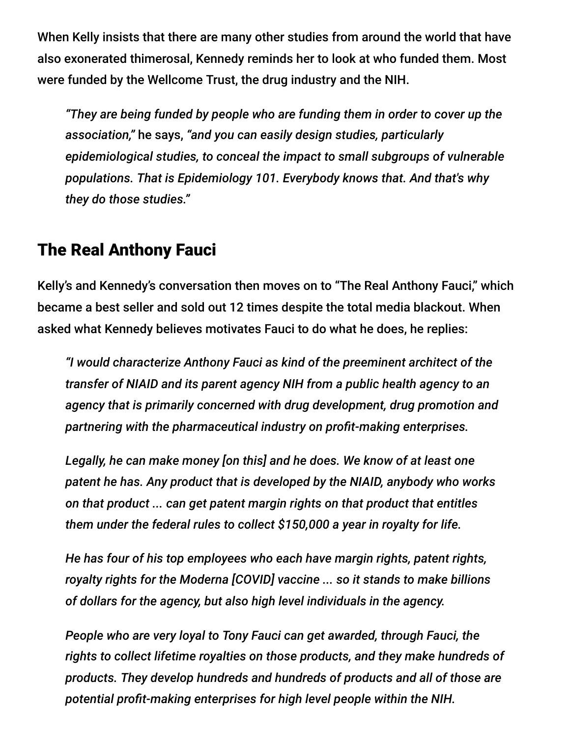When Kelly insists that there are many other studies from around the world that have also exonerated thimerosal, Kennedy reminds her to look at who funded them. Most were funded by the Wellcome Trust, the drug industry and the NIH.

> *"They are being funded by people who are funding them in order to cover up the association,"* he says, *"and you can easily design studies, particularly epidemiological studies, to conceal the impact to small subgroups of vulnerable populations. That is Epidemiology 101. Everybody knows that. And that's why they do those studies."*

## The Real Anthony Fauci

Kelly's and Kennedy's conversation then moves on to "The Real Anthony Fauci," which became a best seller and sold out 12 times despite the total media blackout. When asked what Kennedy believes motivates Fauci to do what he does, he replies:

> *"I would characterize Anthony Fauci as kind of the preeminent architect of the transfer of NIAID and its parent agency NIH from a public health agency to an agency that is primarily concerned with drug development, drug promotion and partnering with the pharmaceutical industry on profit-making enterprises.*
>
> *Legally, he can make money [on this] and he does. We know of at least one patent he has. Any product that is developed by the NIAID, anybody who works on that product ... can get patent margin rights on that product that entitles them under the federal rules to collect $150,000 a year in royalty for life.*
>
> *He has four of his top employees who each have margin rights, patent rights, royalty rights for the Moderna [COVID] vaccine ... so it stands to make billions of dollars for the agency, but also high level individuals in the agency.*
>
> *People who are very loyal to Tony Fauci can get awarded, through Fauci, the rights to collect lifetime royalties on those products, and they make hundreds of products. They develop hundreds and hundreds of products and all of those are potential profit-making enterprises for high level people within the NIH.*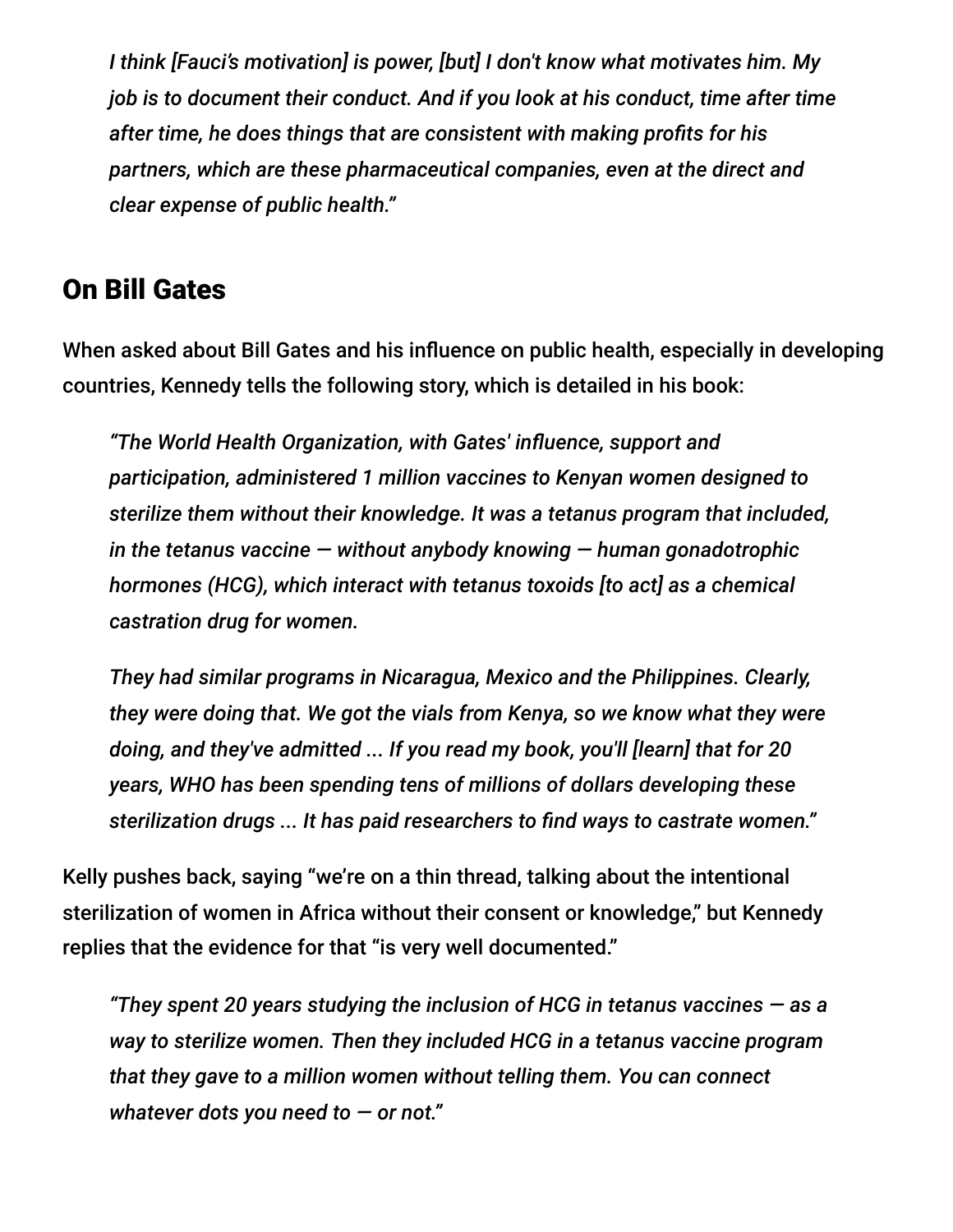> *I think [Fauci's motivation] is power, [but] I don't know what motivates him. My job is to document their conduct. And if you look at his conduct, time after time after time, he does things that are consistent with making profits for his partners, which are these pharmaceutical companies, even at the direct and clear expense of public health."*

## On Bill Gates

When asked about Bill Gates and his influence on public health, especially in developing countries, Kennedy tells the following story, which is detailed in his book:

> *"The World Health Organization, with Gates' influence, support and participation, administered 1 million vaccines to Kenyan women designed to sterilize them without their knowledge. It was a tetanus program that included, in the tetanus vaccine — without anybody knowing — human gonadotrophic hormones (HCG), which interact with tetanus toxoids [to act] as a chemical castration drug for women.*
>
> *They had similar programs in Nicaragua, Mexico and the Philippines. Clearly, they were doing that. We got the vials from Kenya, so we know what they were doing, and they've admitted ... If you read my book, you'll [learn] that for 20 years, WHO has been spending tens of millions of dollars developing these sterilization drugs ... It has paid researchers to find ways to castrate women."*

Kelly pushes back, saying "we're on a thin thread, talking about the intentional sterilization of women in Africa without their consent or knowledge," but Kennedy replies that the evidence for that "is very well documented."

> *"They spent 20 years studying the inclusion of HCG in tetanus vaccines — as a way to sterilize women. Then they included HCG in a tetanus vaccine program that they gave to a million women without telling them. You can connect whatever dots you need to — or not."*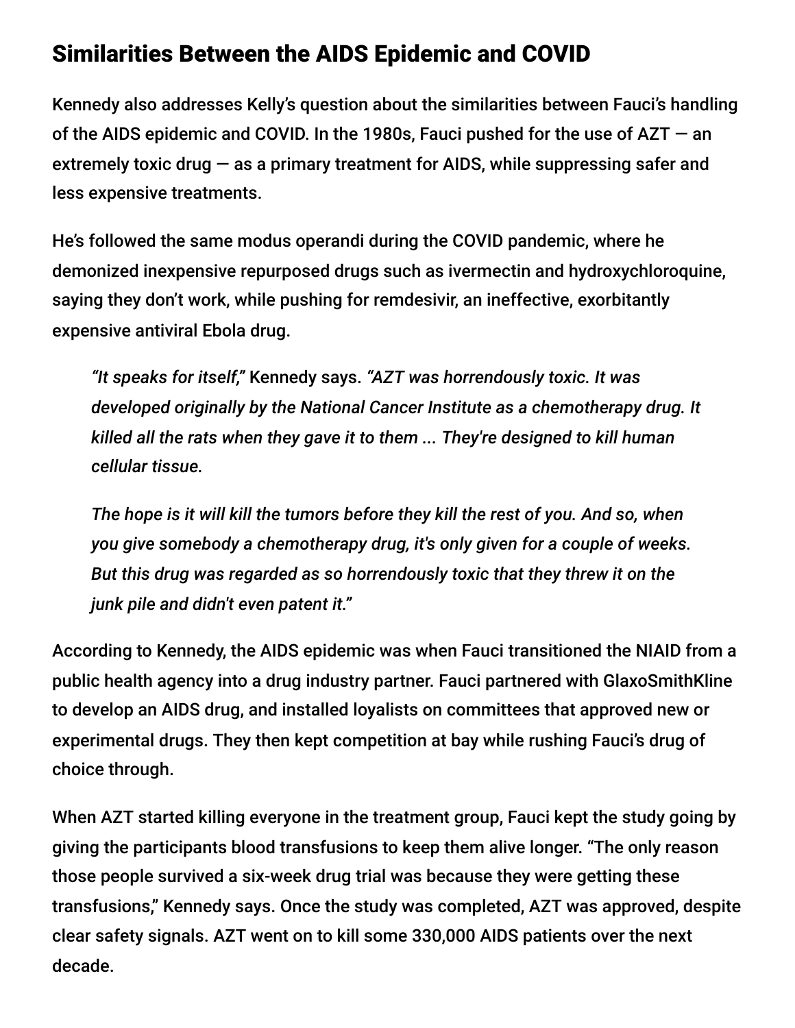## Similarities Between the AIDS Epidemic and COVID

Kennedy also addresses Kelly's question about the similarities between Fauci's handling of the AIDS epidemic and COVID. In the 1980s, Fauci pushed for the use of AZT — an extremely toxic drug — as a primary treatment for AIDS, while suppressing safer and less expensive treatments.

He's followed the same modus operandi during the COVID pandemic, where he demonized inexpensive repurposed drugs such as ivermectin and hydroxychloroquine, saying they don't work, while pushing for remdesivir, an ineffective, exorbitantly expensive antiviral Ebola drug.

> *"It speaks for itself,"* Kennedy says. *"AZT was horrendously toxic. It was developed originally by the National Cancer Institute as a chemotherapy drug. It killed all the rats when they gave it to them ... They're designed to kill human cellular tissue.*
>
> *The hope is it will kill the tumors before they kill the rest of you. And so, when you give somebody a chemotherapy drug, it's only given for a couple of weeks. But this drug was regarded as so horrendously toxic that they threw it on the junk pile and didn't even patent it."*

According to Kennedy, the AIDS epidemic was when Fauci transitioned the NIAID from a public health agency into a drug industry partner. Fauci partnered with GlaxoSmithKline to develop an AIDS drug, and installed loyalists on committees that approved new or experimental drugs. They then kept competition at bay while rushing Fauci's drug of choice through.

When AZT started killing everyone in the treatment group, Fauci kept the study going by giving the participants blood transfusions to keep them alive longer. "The only reason those people survived a six-week drug trial was because they were getting these transfusions," Kennedy says. Once the study was completed, AZT was approved, despite clear safety signals. AZT went on to kill some 330,000 AIDS patients over the next decade.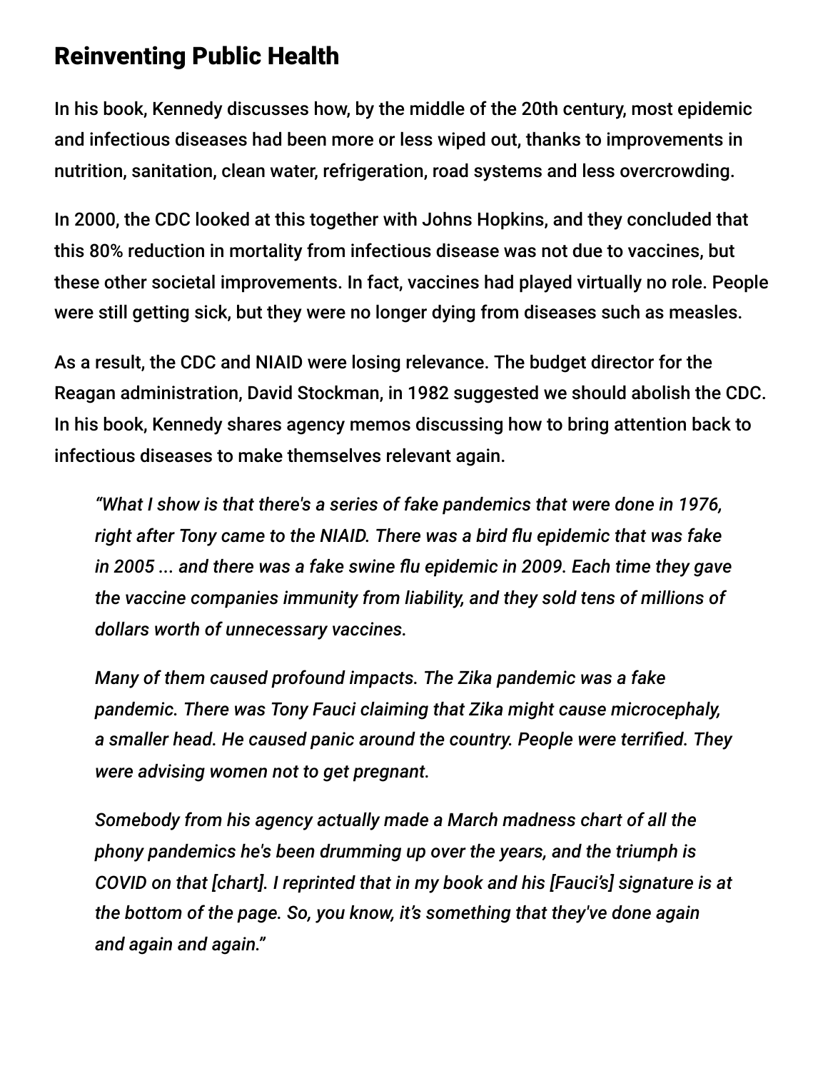## Reinventing Public Health

In his book, Kennedy discusses how, by the middle of the 20th century, most epidemic and infectious diseases had been more or less wiped out, thanks to improvements in nutrition, sanitation, clean water, refrigeration, road systems and less overcrowding.

In 2000, the CDC looked at this together with Johns Hopkins, and they concluded that this 80% reduction in mortality from infectious disease was not due to vaccines, but these other societal improvements. In fact, vaccines had played virtually no role. People were still getting sick, but they were no longer dying from diseases such as measles.

As a result, the CDC and NIAID were losing relevance. The budget director for the Reagan administration, David Stockman, in 1982 suggested we should abolish the CDC. In his book, Kennedy shares agency memos discussing how to bring attention back to infectious diseases to make themselves relevant again.

> *"What I show is that there's a series of fake pandemics that were done in 1976, right after Tony came to the NIAID. There was a bird flu epidemic that was fake in 2005 ... and there was a fake swine flu epidemic in 2009. Each time they gave the vaccine companies immunity from liability, and they sold tens of millions of dollars worth of unnecessary vaccines.*
>
> *Many of them caused profound impacts. The Zika pandemic was a fake pandemic. There was Tony Fauci claiming that Zika might cause microcephaly, a smaller head. He caused panic around the country. People were terrified. They were advising women not to get pregnant.*
>
> *Somebody from his agency actually made a March madness chart of all the phony pandemics he's been drumming up over the years, and the triumph is COVID on that [chart]. I reprinted that in my book and his [Fauci's] signature is at the bottom of the page. So, you know, it's something that they've done again and again and again."*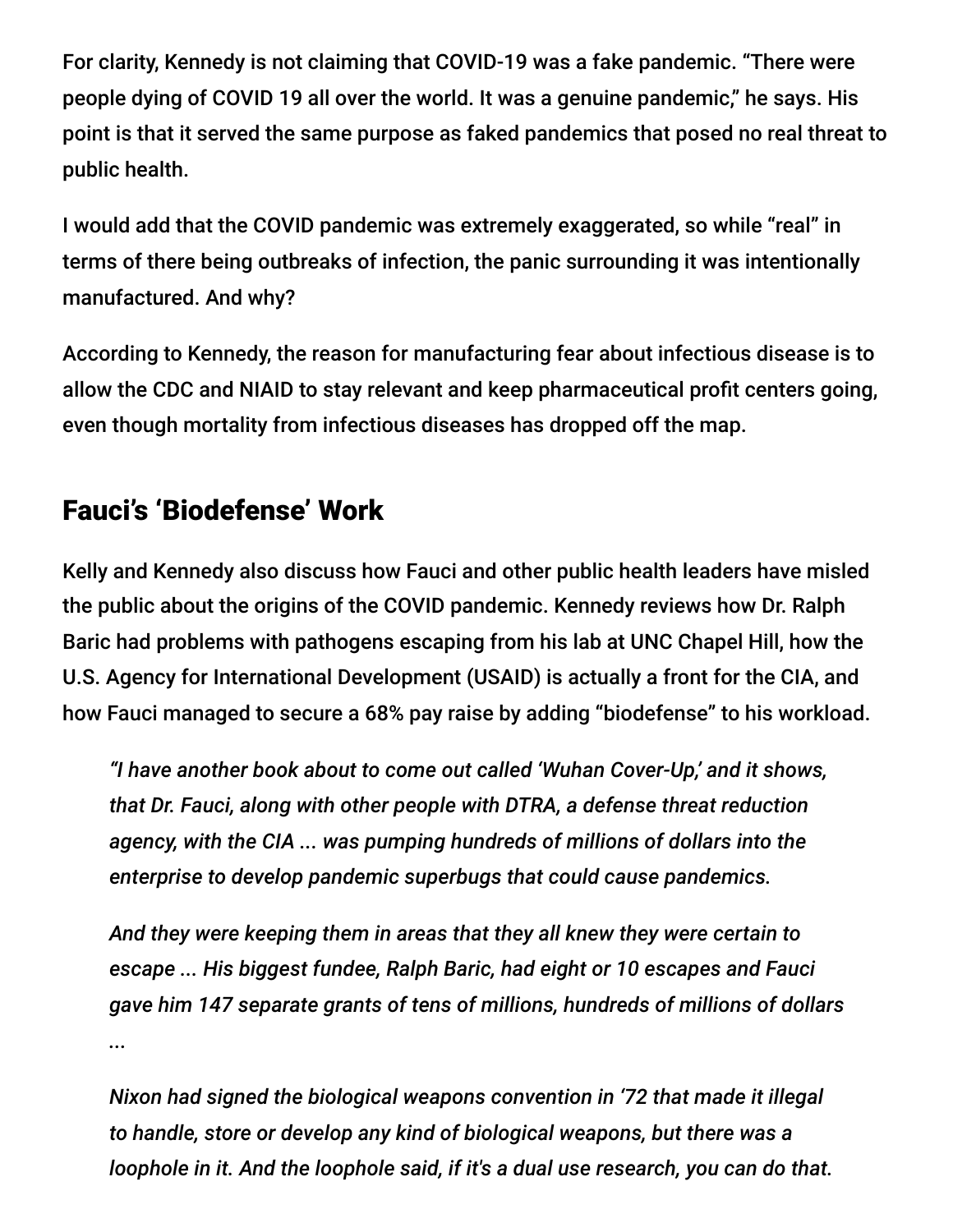For clarity, Kennedy is not claiming that COVID-19 was a fake pandemic. "There were people dying of COVID 19 all over the world. It was a genuine pandemic," he says. His point is that it served the same purpose as faked pandemics that posed no real threat to public health.

I would add that the COVID pandemic was extremely exaggerated, so while "real" in terms of there being outbreaks of infection, the panic surrounding it was intentionally manufactured. And why?

According to Kennedy, the reason for manufacturing fear about infectious disease is to allow the CDC and NIAID to stay relevant and keep pharmaceutical profit centers going, even though mortality from infectious diseases has dropped off the map.

## Fauci's 'Biodefense' Work

Kelly and Kennedy also discuss how Fauci and other public health leaders have misled the public about the origins of the COVID pandemic. Kennedy reviews how Dr. Ralph Baric had problems with pathogens escaping from his lab at UNC Chapel Hill, how the U.S. Agency for International Development (USAID) is actually a front for the CIA, and how Fauci managed to secure a 68% pay raise by adding "biodefense" to his workload.

> *"I have another book about to come out called 'Wuhan Cover-Up,' and it shows, that Dr. Fauci, along with other people with DTRA, a defense threat reduction agency, with the CIA ... was pumping hundreds of millions of dollars into the enterprise to develop pandemic superbugs that could cause pandemics.*
>
> *And they were keeping them in areas that they all knew they were certain to escape ... His biggest fundee, Ralph Baric, had eight or 10 escapes and Fauci gave him 147 separate grants of tens of millions, hundreds of millions of dollars ...*
>
> *Nixon had signed the biological weapons convention in '72 that made it illegal to handle, store or develop any kind of biological weapons, but there was a loophole in it. And the loophole said, if it's a dual use research, you can do that.*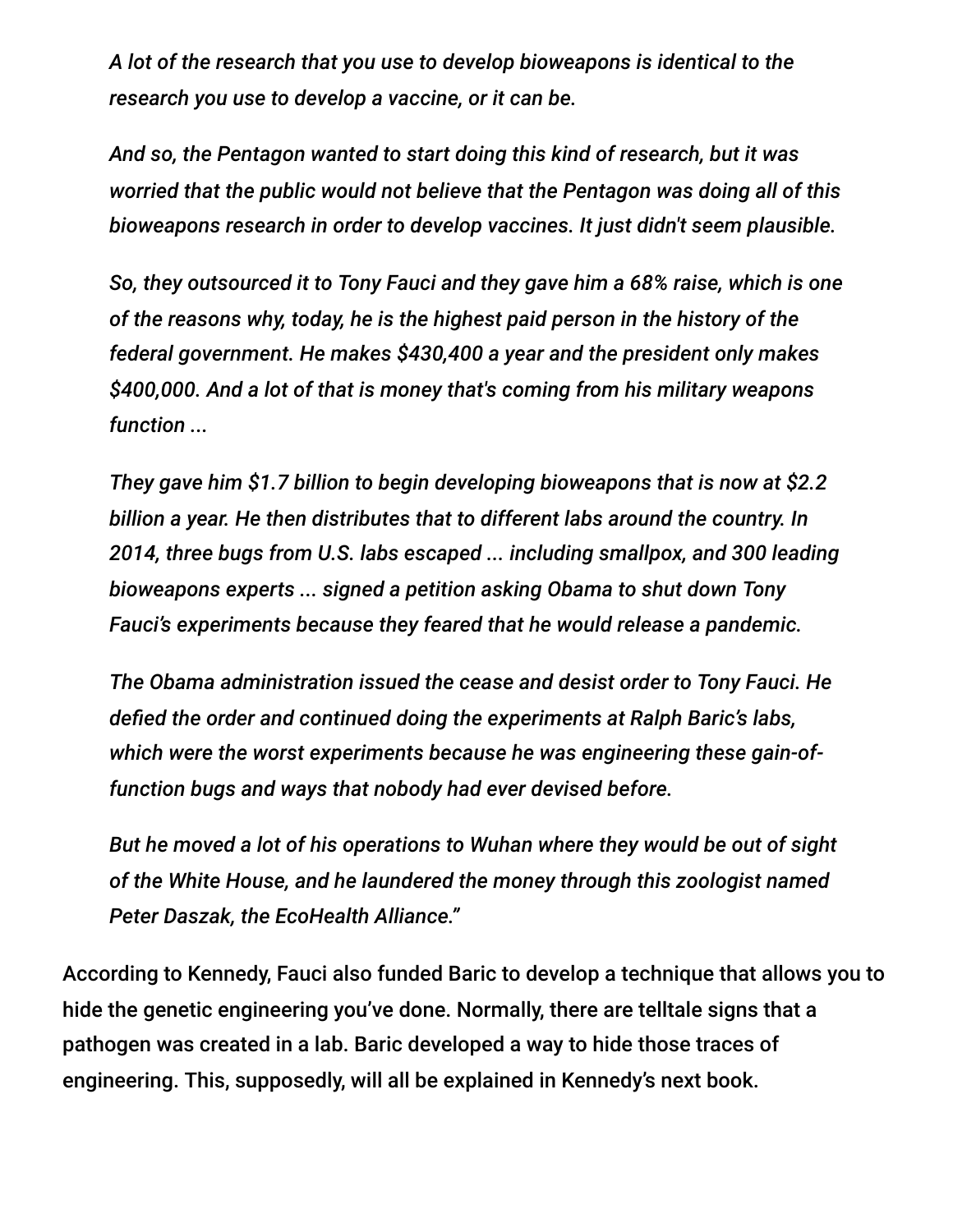*A lot of the research that you use to develop bioweapons is identical to the research you use to develop a vaccine, or it can be.*

*And so, the Pentagon wanted to start doing this kind of research, but it was worried that the public would not believe that the Pentagon was doing all of this bioweapons research in order to develop vaccines. It just didn't seem plausible.*

*So, they outsourced it to Tony Fauci and they gave him a 68% raise, which is one of the reasons why, today, he is the highest paid person in the history of the federal government. He makes $430,400 a year and the president only makes $400,000. And a lot of that is money that's coming from his military weapons function ...*

*They gave him $1.7 billion to begin developing bioweapons that is now at $2.2 billion a year. He then distributes that to different labs around the country. In 2014, three bugs from U.S. labs escaped ... including smallpox, and 300 leading bioweapons experts ... signed a petition asking Obama to shut down Tony Fauci's experiments because they feared that he would release a pandemic.*

*The Obama administration issued the cease and desist order to Tony Fauci. He defied the order and continued doing the experiments at Ralph Baric's labs, which were the worst experiments because he was engineering these gain-of-function bugs and ways that nobody had ever devised before.*

*But he moved a lot of his operations to Wuhan where they would be out of sight of the White House, and he laundered the money through this zoologist named Peter Daszak, the EcoHealth Alliance."*

According to Kennedy, Fauci also funded Baric to develop a technique that allows you to hide the genetic engineering you've done. Normally, there are telltale signs that a pathogen was created in a lab. Baric developed a way to hide those traces of engineering. This, supposedly, will all be explained in Kennedy's next book.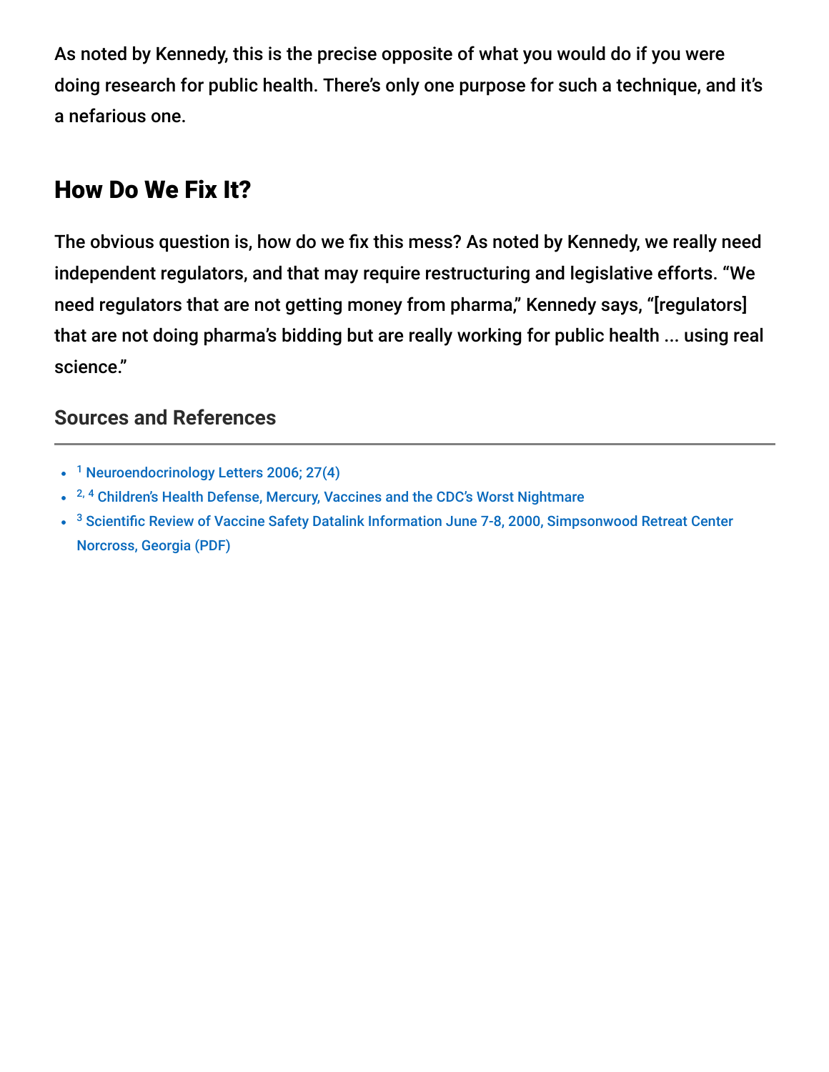As noted by Kennedy, this is the precise opposite of what you would do if you were doing research for public health. There's only one purpose for such a technique, and it's a nefarious one.

## How Do We Fix It?

The obvious question is, how do we fix this mess? As noted by Kennedy, we really need independent regulators, and that may require restructuring and legislative efforts. "We need regulators that are not getting money from pharma," Kennedy says, "[regulators] that are not doing pharma's bidding but are really working for public health ... using real science."

### Sources and References

- [1] Neuroendocrinology Letters 2006; 27(4)
- [2, 4] Children's Health Defense, Mercury, Vaccines and the CDC's Worst Nightmare
- [3] Scientific Review of Vaccine Safety Datalink Information June 7-8, 2000, Simpsonwood Retreat Center Norcross, Georgia (PDF)